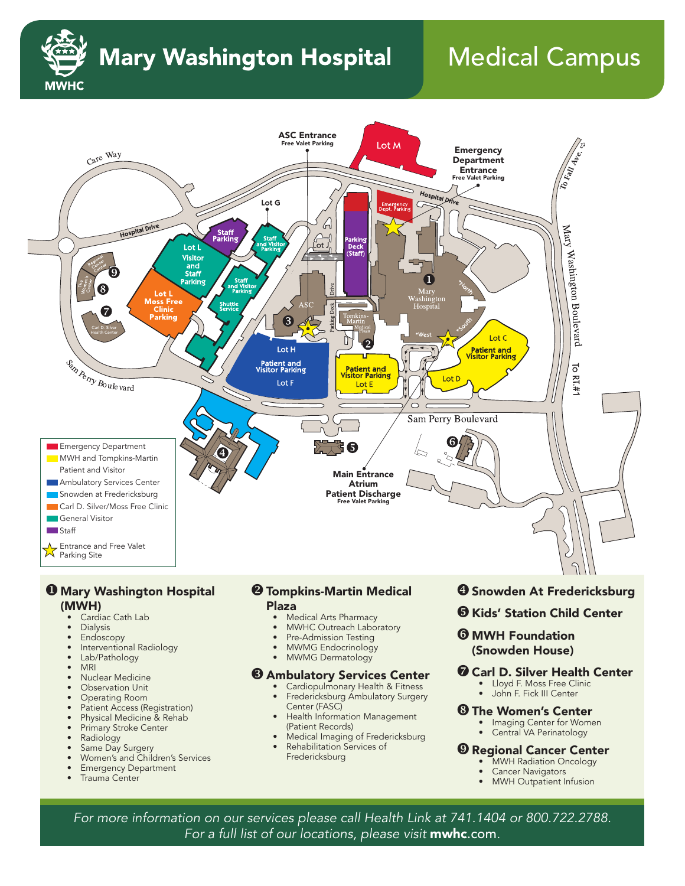# Mary Washington Hospital — Medical Campus

MWHC

ASC Entrance
Free Valet Parking

Lot M

Emergency Department Entrance
Free Valet Parking

Care Way

Hospital Drive

Lot G

Emergency Dept. Parking

To Fall Ave.

Staff Parking

Staff and Visitor Parking

Lot J

Parking Deck (Staff)

Mary Washington Boulevard

Lot L Visitor and Staff Parking

Regional Cancer Center

The Women's Center

Staff and Visitor Parking

Lot L Moss Free Clinic Parking

Shuttle Service

ASC

Drive

Parking Deck

Tompkins-Martin Medical Plaza

Mary Washington Hospital

North

West

South

Lot C Patient and Visitor Parking

Carl D. Silver Health Center

Lot H Patient and Visitor Parking Lot F

Patient and Visitor Parking Lot E

Lot D

To RT. #1

Sam Perry Boulevard

Sam Perry Boulevard

Main Entrance Atrium Patient Discharge
Free Valet Parking

**Legend**

- Emergency Department
- MWH and Tompkins-Martin Patient and Visitor
- Ambulatory Services Center
- Snowden at Fredericksburg
- Carl D. Silver/Moss Free Clinic
- General Visitor
- Staff
- Entrance and Free Valet Parking Site

## ❶ Mary Washington Hospital (MWH)

- Cardiac Cath Lab
- Dialysis
- Endoscopy
- Interventional Radiology
- Lab/Pathology
- MRI
- Nuclear Medicine
- Observation Unit
- Operating Room
- Patient Access (Registration)
- Physical Medicine & Rehab
- Primary Stroke Center
- Radiology
- Same Day Surgery
- Women's and Children's Services
- Emergency Department
- Trauma Center

## ❷ Tompkins-Martin Medical Plaza

- Medical Arts Pharmacy
- MWHC Outreach Laboratory
- Pre-Admission Testing
- MWMG Endocrinology
- MWMG Dermatology

## ❸ Ambulatory Services Center

- Cardiopulmonary Health & Fitness
- Fredericksburg Ambulatory Surgery Center (FASC)
- Health Information Management (Patient Records)
- Medical Imaging of Fredericksburg
- Rehabilitation Services of Fredericksburg

## ❹ Snowden At Fredericksburg

## ❺ Kids' Station Child Center

## ❻ MWH Foundation (Snowden House)

## ❼ Carl D. Silver Health Center

- Lloyd F. Moss Free Clinic
- John F. Fick III Center

## ❽ The Women's Center

- Imaging Center for Women
- Central VA Perinatology

## ❾ Regional Cancer Center

- MWH Radiation Oncology
- Cancer Navigators
- MWH Outpatient Infusion

*For more information on our services please call Health Link at 741.1404 or 800.722.2788.*
*For a full list of our locations, please visit* ***mwhc**.com.*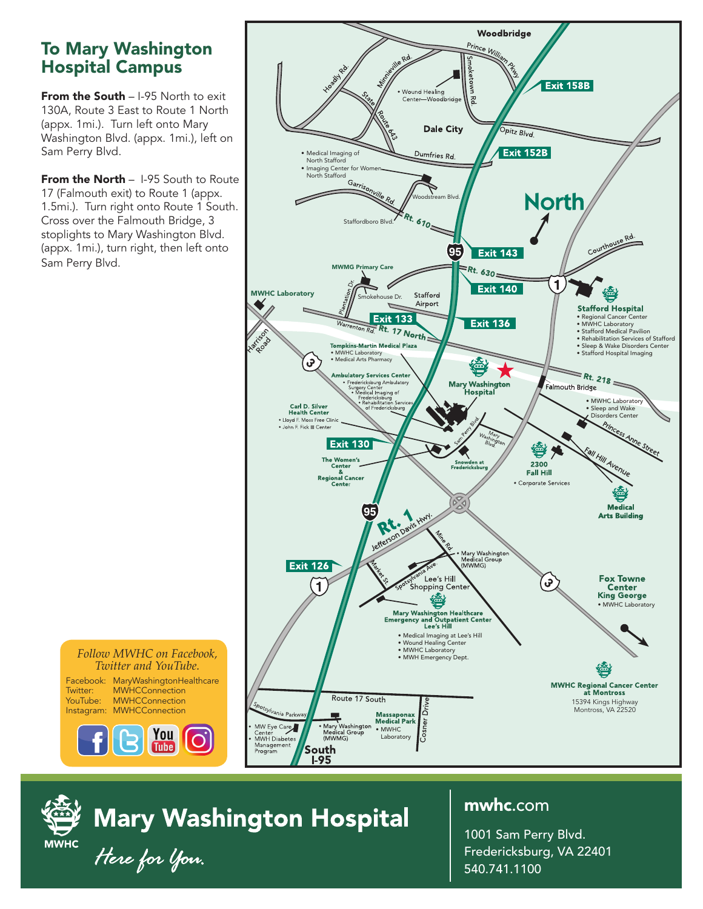# To Mary Washington Hospital Campus

**From the South** – I-95 North to exit 130A, Route 3 East to Route 1 North (appx. 1mi.). Turn left onto Mary Washington Blvd. (appx. 1mi.), left on Sam Perry Blvd.

**From the North** – I-95 South to Route 17 (Falmouth exit) to Route 1 (appx. 1.5mi.). Turn right onto Route 1 South. Cross over the Falmouth Bridge, 3 stoplights to Mary Washington Blvd. (appx. 1mi.), turn right, then left onto Sam Perry Blvd.

Woodbridge
Prince William Pkwy
Minnieville Rd.
Hoadly Rd.
Smoketown Rd.
• Wound Healing Center—Woodbridge
Exit 158B
State Route 643
Dale City
Opitz Blvd.
Dumfries Rd.
Exit 152B
• Medical Imaging of North Stafford
• Imaging Center for Women North Stafford
Garrisonville Rd.
Woodstream Blvd.
Staffordboro Blvd.
Rt. 610
North
95
Exit 143
Courthouse Rd.
MWMG Primary Care
Rt. 630
Exit 140
1
Plantation Dr.
Smokehouse Dr.
Stafford Airport
MWHC Laboratory
Stafford Hospital
• Regional Cancer Center
• MWHC Laboratory
• Stafford Medical Pavilion
• Rehabilitation Services of Stafford
• Sleep & Wake Disorders Center
• Stafford Hospital Imaging
Exit 133
Exit 136
Warrenton Rd.
Rt. 17 North
Harrison Road
Tompkins-Martin Medical Plaza
• MWHC Laboratory
• Medical Arts Pharmacy
3
Ambulatory Services Center
• Fredericksburg Ambulatory Surgery Center
• Medical Imaging of Fredericksburg
• Rehabilitation Services of Fredericksburg
Mary Washington Hospital
Rt. 218
Falmouth Bridge
• MWHC Laboratory
• Sleep and Wake Disorders Center
Carl D. Silver Health Center
• Lloyd F. Moss Free Clinic
• John F. Fick III Center
Sam Perry Blvd.
Mary Washington Blvd.
Princess Anne Street
Exit 130
Fall Hill Avenue
The Women's Center & Regional Cancer Center
Snowden at Fredericksburg
2300 Fall Hill
• Corporate Services
Medical Arts Building
95
Rt. 1
Jefferson Davis Hwy.
Mine Rd.
• Mary Washington Medical Group (MWMG)
Exit 126
1
Market St.
Spotsylvania Ave.
Lee's Hill Shopping Center
3
Fox Towne Center King George
• MWHC Laboratory
Mary Washington Healthcare Emergency and Outpatient Center Lee's Hill
• Medical Imaging at Lee's Hill
• Wound Healing Center
• MWHC Laboratory
• MWH Emergency Dept.
MWHC Regional Cancer Center at Montross
15394 Kings Highway
Montross, VA 22520
Route 17 South
Spotsylvania Parkway
Cosner Drive
• MW Eye Care Center
• MWH Diabetes Management Program
• Mary Washington Medical Group (MWMG)
Massaponax Medical Park
• MWHC Laboratory
South I-95

*Follow MWHC on Facebook, Twitter and YouTube.*

Facebook: MaryWashingtonHealthcare
Twitter: MWHCConnection
YouTube: MWHCConnection
Instagram: MWHCConnection

MWHC

**Mary Washington Hospital**

*Here for You.*

**mwhc**.com

1001 Sam Perry Blvd.
Fredericksburg, VA 22401
540.741.1100